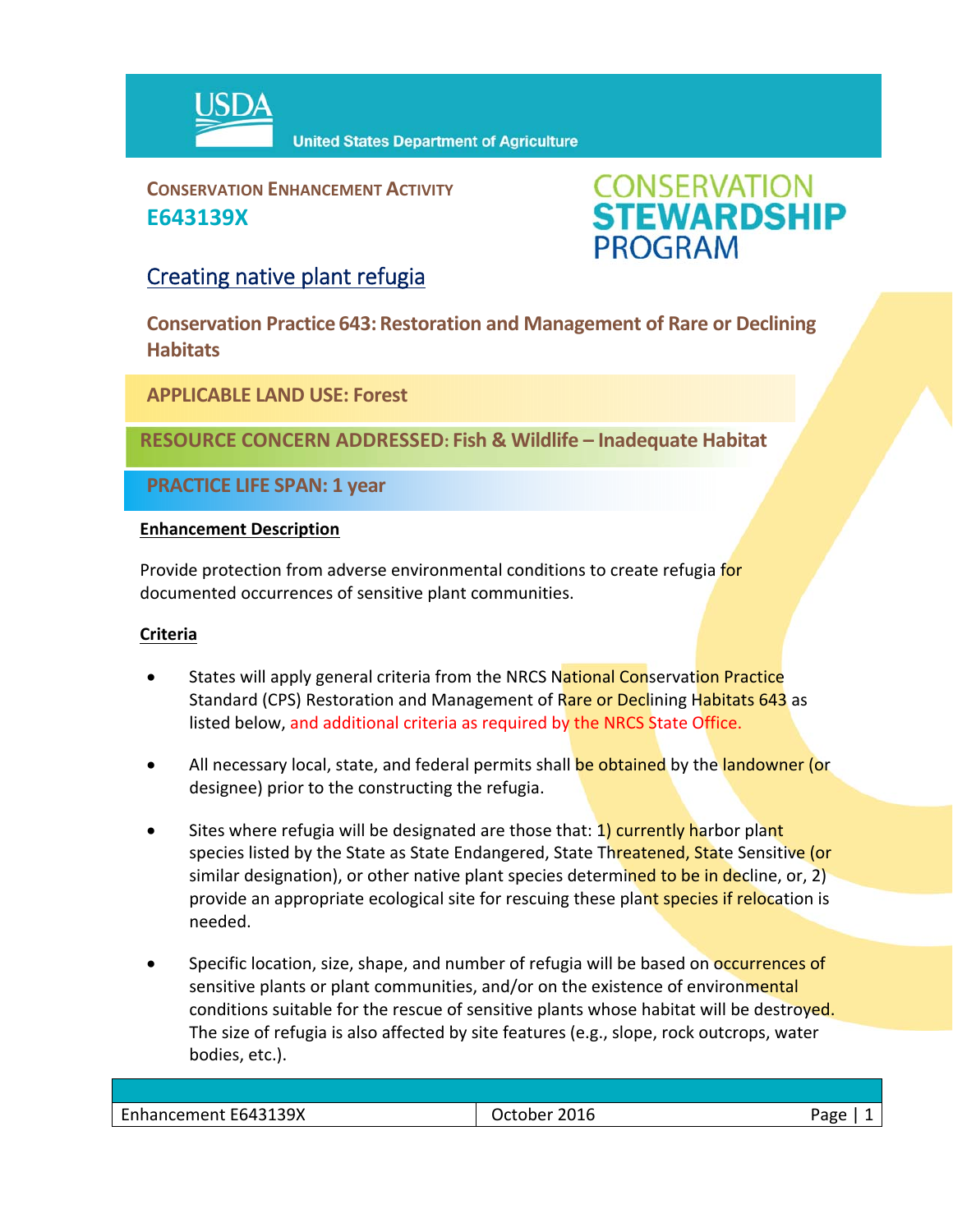USDA United States Department of Agriculture

**CONSERVATION ENHANCEMENT ACTIVITY**
**E643139X**

CONSERVATION STEWARDSHIP PROGRAM

# Creating native plant refugia

## Conservation Practice 643: Restoration and Management of Rare or Declining Habitats

**APPLICABLE LAND USE: Forest**

**RESOURCE CONCERN ADDRESSED: Fish & Wildlife – Inadequate Habitat**

**PRACTICE LIFE SPAN: 1 year**

### Enhancement Description

Provide protection from adverse environmental conditions to create refugia for documented occurrences of sensitive plant communities.

### Criteria

- States will apply general criteria from the NRCS National Conservation Practice Standard (CPS) Restoration and Management of Rare or Declining Habitats 643 as listed below, and additional criteria as required by the NRCS State Office.
- All necessary local, state, and federal permits shall be obtained by the landowner (or designee) prior to the constructing the refugia.
- Sites where refugia will be designated are those that: 1) currently harbor plant species listed by the State as State Endangered, State Threatened, State Sensitive (or similar designation), or other native plant species determined to be in decline, or, 2) provide an appropriate ecological site for rescuing these plant species if relocation is needed.
- Specific location, size, shape, and number of refugia will be based on occurrences of sensitive plants or plant communities, and/or on the existence of environmental conditions suitable for the rescue of sensitive plants whose habitat will be destroyed. The size of refugia is also affected by site features (e.g., slope, rock outcrops, water bodies, etc.).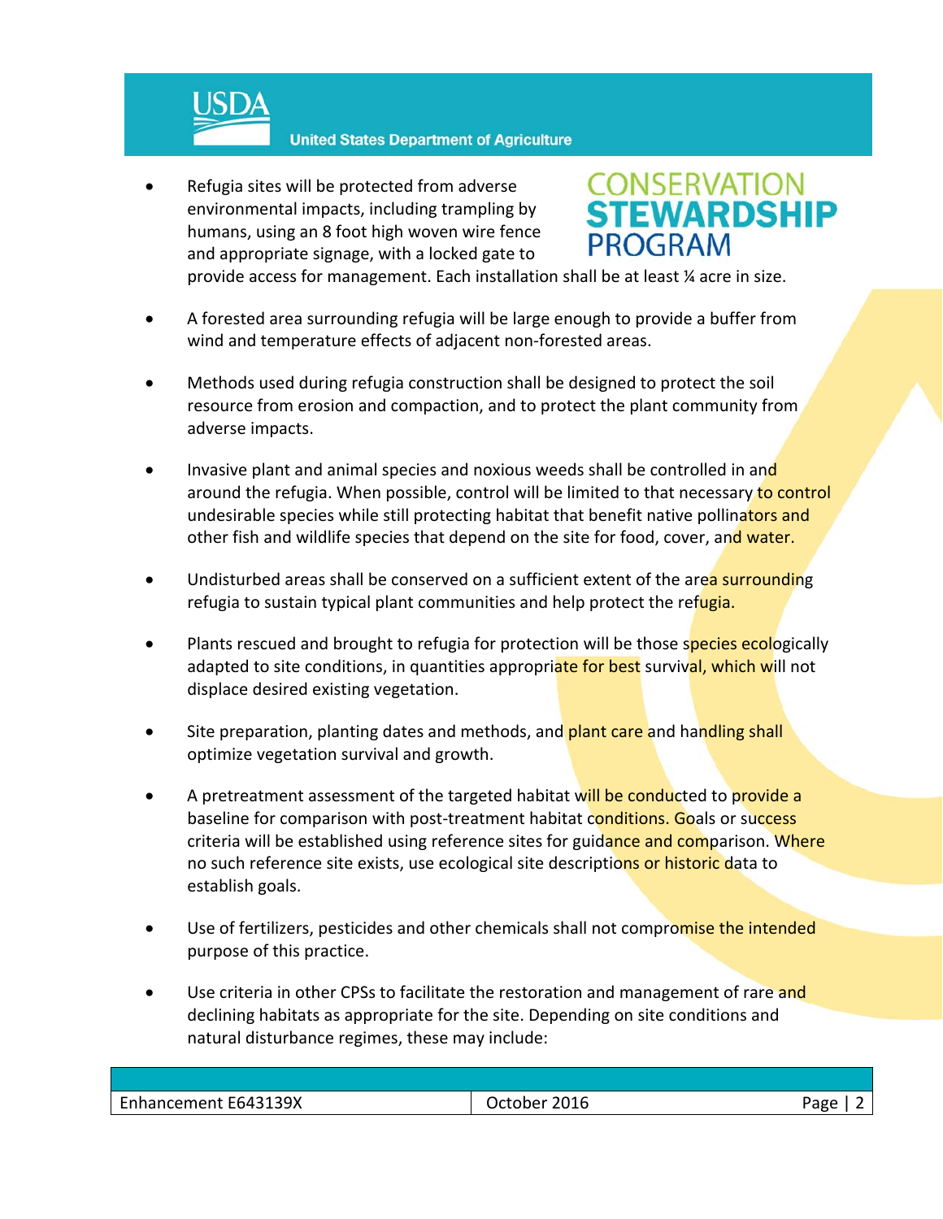- Refugia sites will be protected from adverse environmental impacts, including trampling by humans, using an 8 foot high woven wire fence and appropriate signage, with a locked gate to provide access for management. Each installation shall be at least ¼ acre in size.

- A forested area surrounding refugia will be large enough to provide a buffer from wind and temperature effects of adjacent non-forested areas.

- Methods used during refugia construction shall be designed to protect the soil resource from erosion and compaction, and to protect the plant community from adverse impacts.

- Invasive plant and animal species and noxious weeds shall be controlled in and around the refugia. When possible, control will be limited to that necessary to control undesirable species while still protecting habitat that benefit native pollinators and other fish and wildlife species that depend on the site for food, cover, and water.

- Undisturbed areas shall be conserved on a sufficient extent of the area surrounding refugia to sustain typical plant communities and help protect the refugia.

- Plants rescued and brought to refugia for protection will be those species ecologically adapted to site conditions, in quantities appropriate for best survival, which will not displace desired existing vegetation.

- Site preparation, planting dates and methods, and plant care and handling shall optimize vegetation survival and growth.

- A pretreatment assessment of the targeted habitat will be conducted to provide a baseline for comparison with post-treatment habitat conditions. Goals or success criteria will be established using reference sites for guidance and comparison. Where no such reference site exists, use ecological site descriptions or historic data to establish goals.

- Use of fertilizers, pesticides and other chemicals shall not compromise the intended purpose of this practice.

- Use criteria in other CPSs to facilitate the restoration and management of rare and declining habitats as appropriate for the site. Depending on site conditions and natural disturbance regimes, these may include: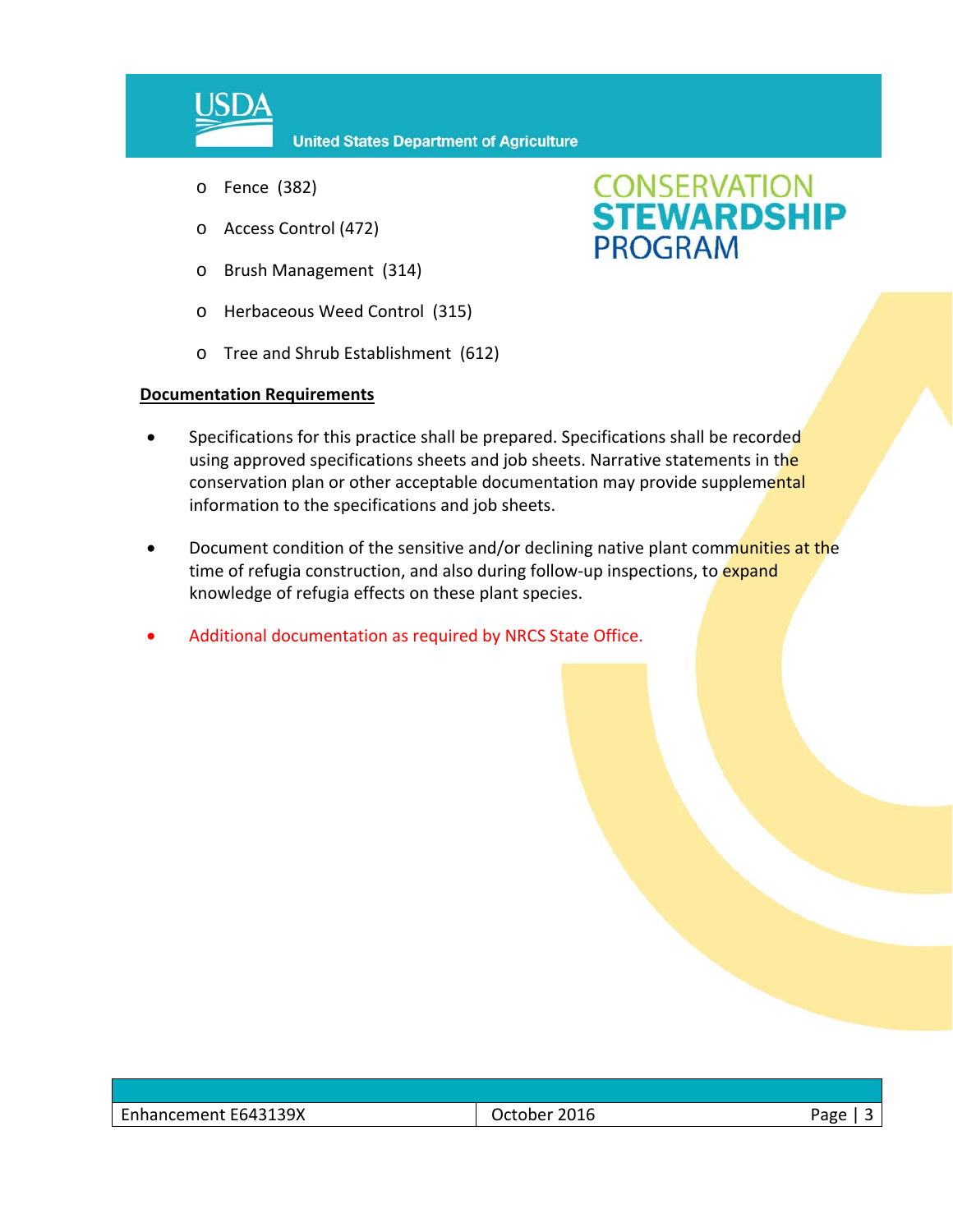- Fence (382)
- Access Control (472)
- Brush Management (314)
- Herbaceous Weed Control (315)
- Tree and Shrub Establishment (612)

**Documentation Requirements**

- Specifications for this practice shall be prepared. Specifications shall be recorded using approved specifications sheets and job sheets. Narrative statements in the conservation plan or other acceptable documentation may provide supplemental information to the specifications and job sheets.
- Document condition of the sensitive and/or declining native plant communities at the time of refugia construction, and also during follow-up inspections, to expand knowledge of refugia effects on these plant species.
- Additional documentation as required by NRCS State Office.